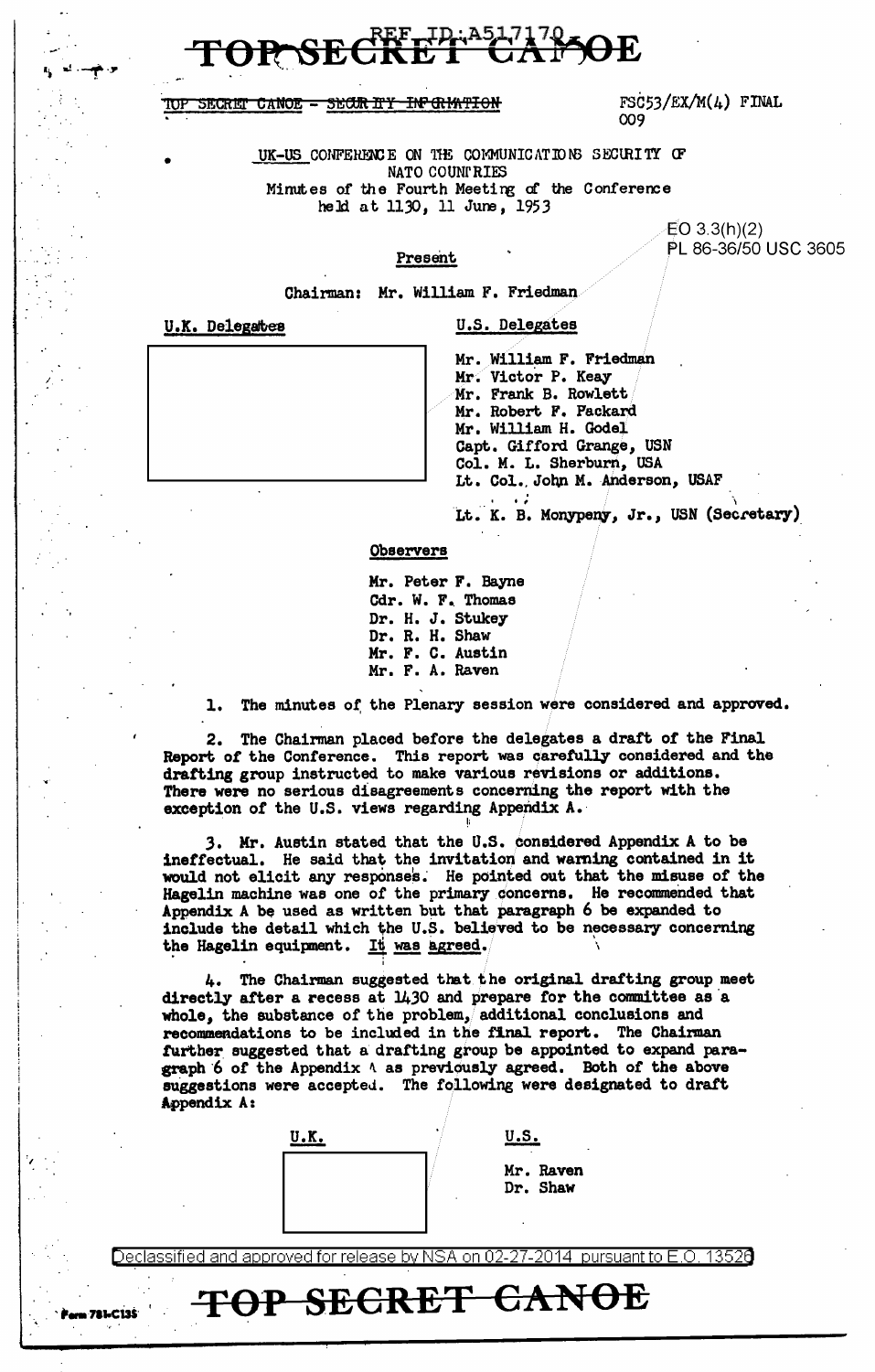TOP SECRET CANOE

~~TOP SECRET CANOE - SECURITY INFORMATION~~

FSC53/EX/M(4) FINAL
009

UK-US CONFERENCE ON THE COMMUNICATIONS SECURITY OF NATO COUNTRIES
Minutes of the Fourth Meeting of the Conference
held at 1130, 11 June, 1953

EO 3.3(h)(2)
PL 86-36/50 USC 3605

Present

Chairman: Mr. William F. Friedman

| U.K. Delegates | U.S. Delegates |
|---|---|
| | Mr. William F. Friedman |
| | Mr. Victor P. Keay |
| | Mr. Frank B. Rowlett |
| | Mr. Robert F. Packard |
| | Mr. William H. Godel |
| | Capt. Gifford Grange, USN |
| | Col. M. L. Sherburn, USA |
| | Lt. Col. John M. Anderson, USAF |
| | Lt. K. B. Monypeny, Jr., USN (Secretary) |

Observers

Mr. Peter F. Bayne
Cdr. W. F. Thomas
Dr. H. J. Stukey
Dr. R. H. Shaw
Mr. F. C. Austin
Mr. F. A. Raven

1. The minutes of the Plenary session were considered and approved.

2. The Chairman placed before the delegates a draft of the Final Report of the Conference. This report was carefully considered and the drafting group instructed to make various revisions or additions. There were no serious disagreements concerning the report with the exception of the U.S. views regarding Appendix A.

3. Mr. Austin stated that the U.S. considered Appendix A to be ineffectual. He said that the invitation and warning contained in it would not elicit any responses. He pointed out that the misuse of the Hagelin machine was one of the primary concerns. He recommended that Appendix A be used as written but that paragraph 6 be expanded to include the detail which the U.S. believed to be necessary concerning the Hagelin equipment. It was agreed.

4. The Chairman suggested that the original drafting group meet directly after a recess at 1430 and prepare for the committee as a whole, the substance of the problem, additional conclusions and recommendations to be included in the final report. The Chairman further suggested that a drafting group be appointed to expand paragraph 6 of the Appendix A as previously agreed. Both of the above suggestions were accepted. The following were designated to draft Appendix A:

| U.K. | U.S. |
|---|---|
| | Mr. Raven |
| | Dr. Shaw |

Declassified and approved for release by NSA on 02-27-2014 pursuant to E.O. 13526

TOP SECRET CANOE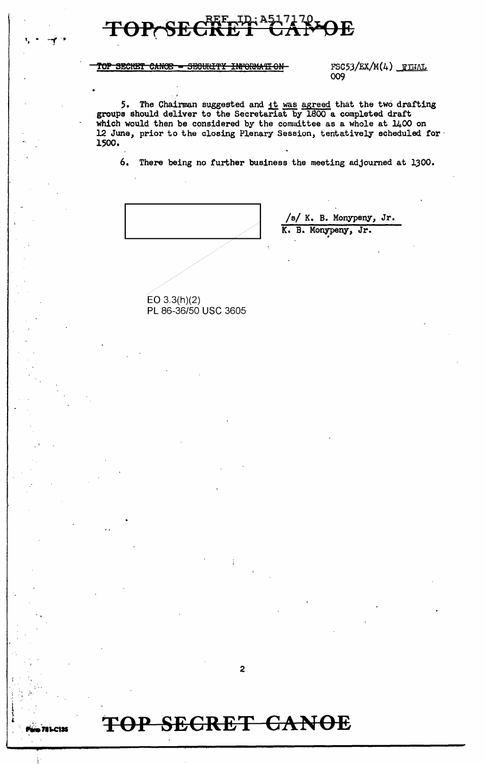TOP SECRET CANOE - SECURITY INFORMATION

FSC53/EX/M(4) FINAL
009

5. The Chairman suggested and it was agreed that the two drafting groups should deliver to the Secretariat by 1800 a completed draft which would then be considered by the committee as a whole at 1400 on 12 June, prior to the closing Plenary Session, tentatively scheduled for 1500.

6. There being no further business the meeting adjourned at 1300.

/s/ K. B. Monypeny, Jr.
K. B. Monypeny, Jr.

EO 3.3(h)(2)
PL 86-36/50 USC 3605